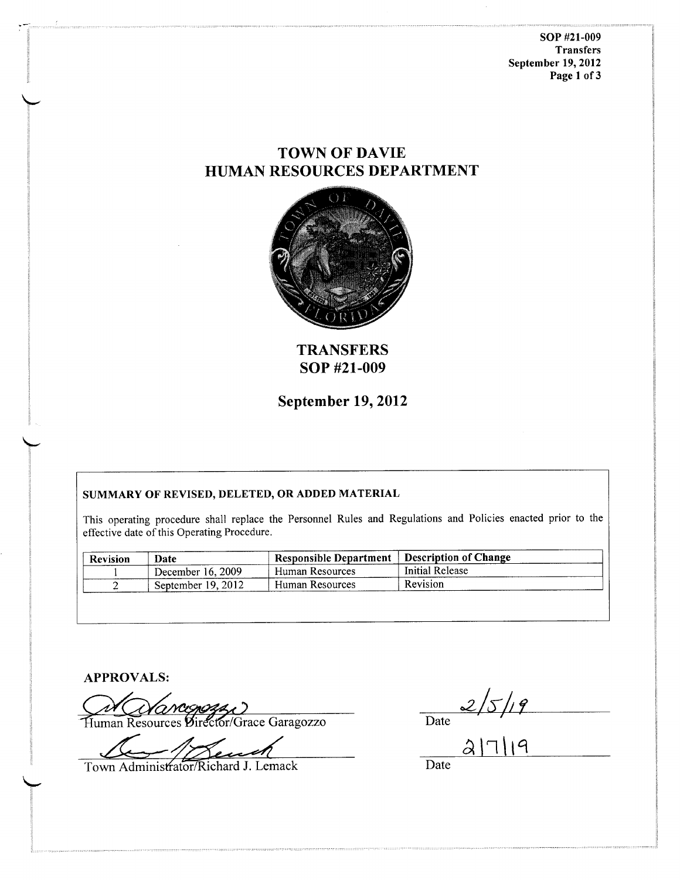# TOWN OF DAVIE
# HUMAN RESOURCES DEPARTMENT

## TRANSFERS
## SOP #21-009

### September 19, 2012

**SUMMARY OF REVISED, DELETED, OR ADDED MATERIAL**

This operating procedure shall replace the Personnel Rules and Regulations and Policies enacted prior to the effective date of this Operating Procedure.

| Revision | Date | Responsible Department | Description of Change |
|---|---|---|---|
| 1 | December 16, 2009 | Human Resources | Initial Release |
| 2 | September 19, 2012 | Human Resources | Revision |

**APPROVALS:**

Human Resources Director/Grace Garagozzo — Date: 2/5/19

Town Administrator/Richard J. Lemack — Date: 2/7/19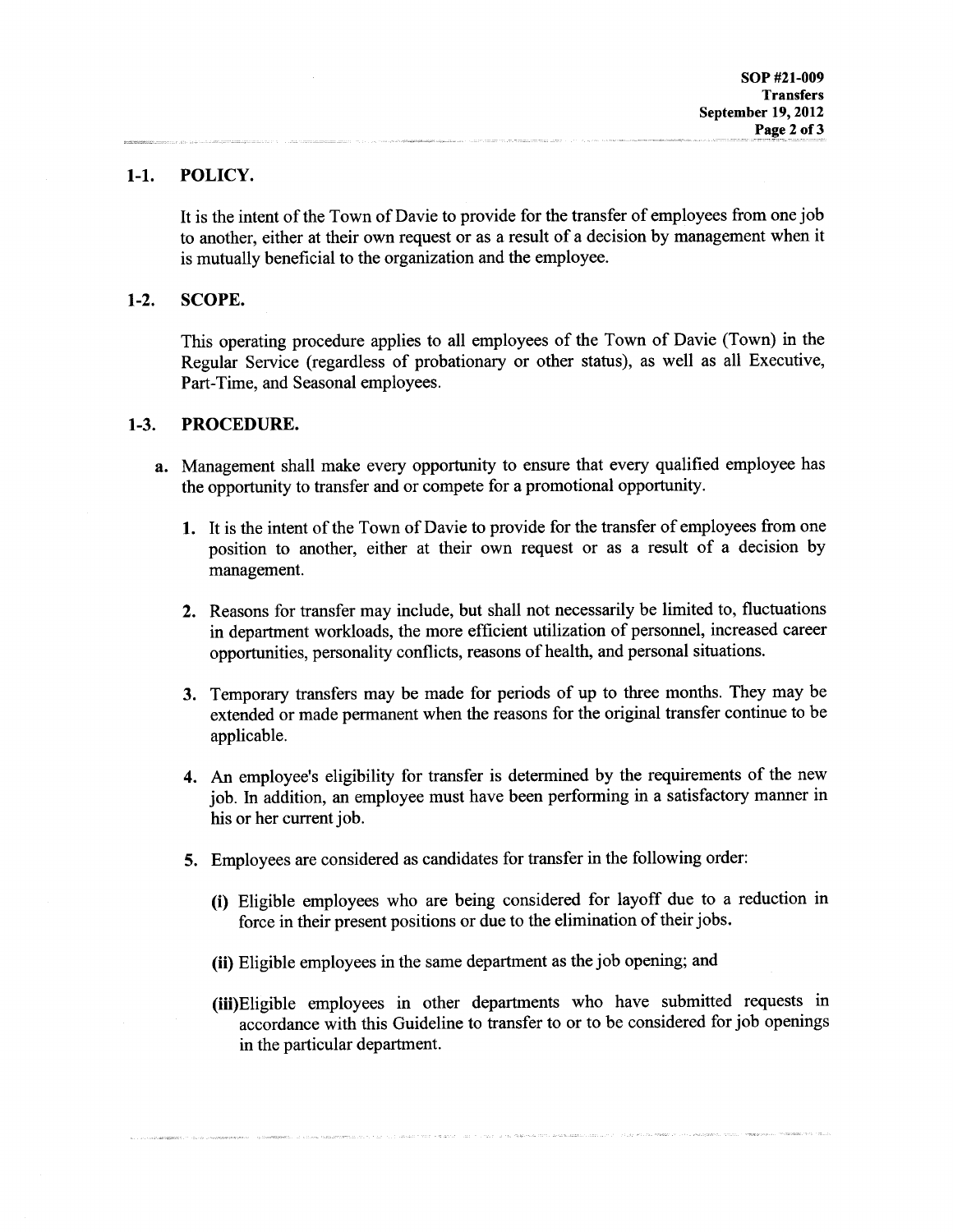## 1-1. POLICY.

It is the intent of the Town of Davie to provide for the transfer of employees from one job to another, either at their own request or as a result of a decision by management when it is mutually beneficial to the organization and the employee.

## 1-2. SCOPE.

This operating procedure applies to all employees of the Town of Davie (Town) in the Regular Service (regardless of probationary or other status), as well as all Executive, Part-Time, and Seasonal employees.

## 1-3. PROCEDURE.

**a.** Management shall make every opportunity to ensure that every qualified employee has the opportunity to transfer and or compete for a promotional opportunity.

**1.** It is the intent of the Town of Davie to provide for the transfer of employees from one position to another, either at their own request or as a result of a decision by management.

**2.** Reasons for transfer may include, but shall not necessarily be limited to, fluctuations in department workloads, the more efficient utilization of personnel, increased career opportunities, personality conflicts, reasons of health, and personal situations.

**3.** Temporary transfers may be made for periods of up to three months. They may be extended or made permanent when the reasons for the original transfer continue to be applicable.

**4.** An employee's eligibility for transfer is determined by the requirements of the new job. In addition, an employee must have been performing in a satisfactory manner in his or her current job.

**5.** Employees are considered as candidates for transfer in the following order:

**(i)** Eligible employees who are being considered for layoff due to a reduction in force in their present positions or due to the elimination of their jobs.

**(ii)** Eligible employees in the same department as the job opening; and

**(iii)** Eligible employees in other departments who have submitted requests in accordance with this Guideline to transfer to or to be considered for job openings in the particular department.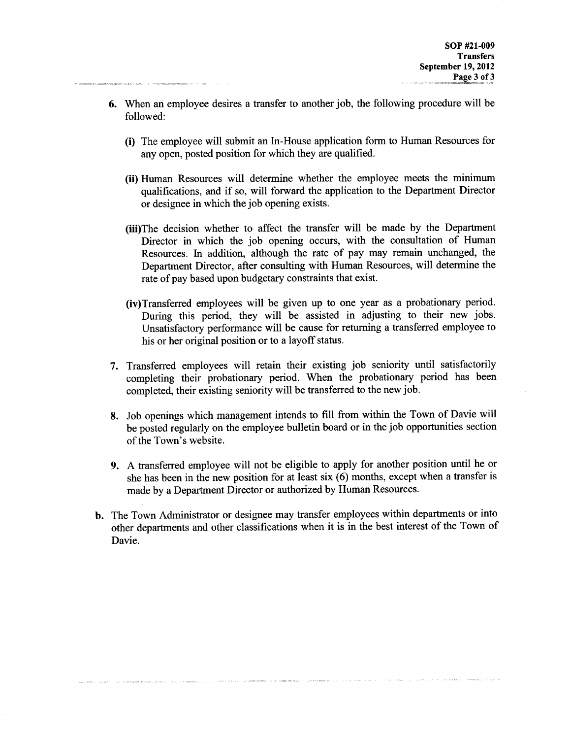6. When an employee desires a transfer to another job, the following procedure will be followed:

   (i) The employee will submit an In-House application form to Human Resources for any open, posted position for which they are qualified.

   (ii) Human Resources will determine whether the employee meets the minimum qualifications, and if so, will forward the application to the Department Director or designee in which the job opening exists.

   (iii) The decision whether to affect the transfer will be made by the Department Director in which the job opening occurs, with the consultation of Human Resources. In addition, although the rate of pay may remain unchanged, the Department Director, after consulting with Human Resources, will determine the rate of pay based upon budgetary constraints that exist.

   (iv) Transferred employees will be given up to one year as a probationary period. During this period, they will be assisted in adjusting to their new jobs. Unsatisfactory performance will be cause for returning a transferred employee to his or her original position or to a layoff status.

7. Transferred employees will retain their existing job seniority until satisfactorily completing their probationary period. When the probationary period has been completed, their existing seniority will be transferred to the new job.

8. Job openings which management intends to fill from within the Town of Davie will be posted regularly on the employee bulletin board or in the job opportunities section of the Town's website.

9. A transferred employee will not be eligible to apply for another position until he or she has been in the new position for at least six (6) months, except when a transfer is made by a Department Director or authorized by Human Resources.

**b.** The Town Administrator or designee may transfer employees within departments or into other departments and other classifications when it is in the best interest of the Town of Davie.